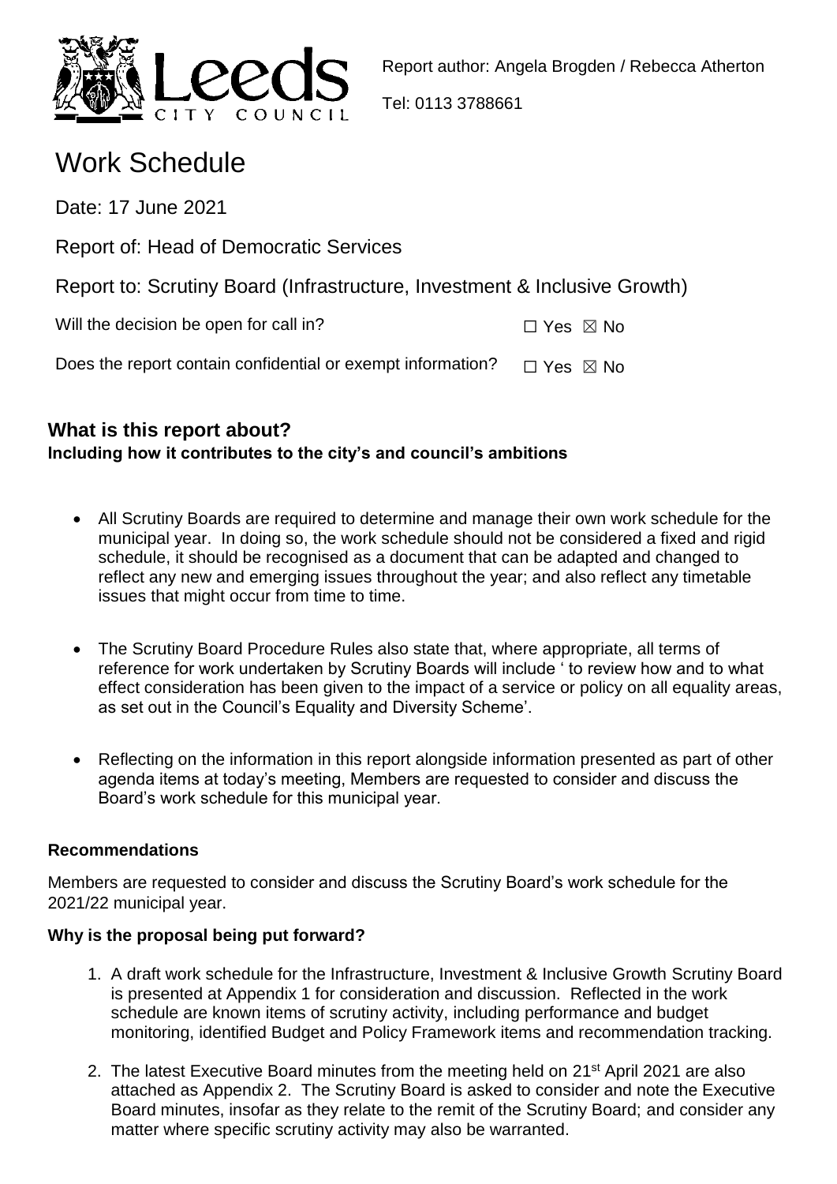Report author: Angela Brogden / Rebecca Atherton

Tel: 0113 3788661

# Work Schedule

Date: 17 June 2021

Report of: Head of Democratic Services

Report to: Scrutiny Board (Infrastructure, Investment & Inclusive Growth)

Will the decision be open for call in? ☐ Yes ☒ No

Does the report contain confidential or exempt information? ☐ Yes ☒ No

## What is this report about?

**Including how it contributes to the city's and council's ambitions**

- All Scrutiny Boards are required to determine and manage their own work schedule for the municipal year. In doing so, the work schedule should not be considered a fixed and rigid schedule, it should be recognised as a document that can be adapted and changed to reflect any new and emerging issues throughout the year; and also reflect any timetable issues that might occur from time to time.

- The Scrutiny Board Procedure Rules also state that, where appropriate, all terms of reference for work undertaken by Scrutiny Boards will include ' to review how and to what effect consideration has been given to the impact of a service or policy on all equality areas, as set out in the Council's Equality and Diversity Scheme'.

- Reflecting on the information in this report alongside information presented as part of other agenda items at today's meeting, Members are requested to consider and discuss the Board's work schedule for this municipal year.

### Recommendations

Members are requested to consider and discuss the Scrutiny Board's work schedule for the 2021/22 municipal year.

### Why is the proposal being put forward?

1. A draft work schedule for the Infrastructure, Investment & Inclusive Growth Scrutiny Board is presented at Appendix 1 for consideration and discussion. Reflected in the work schedule are known items of scrutiny activity, including performance and budget monitoring, identified Budget and Policy Framework items and recommendation tracking.

2. The latest Executive Board minutes from the meeting held on 21st April 2021 are also attached as Appendix 2. The Scrutiny Board is asked to consider and note the Executive Board minutes, insofar as they relate to the remit of the Scrutiny Board; and consider any matter where specific scrutiny activity may also be warranted.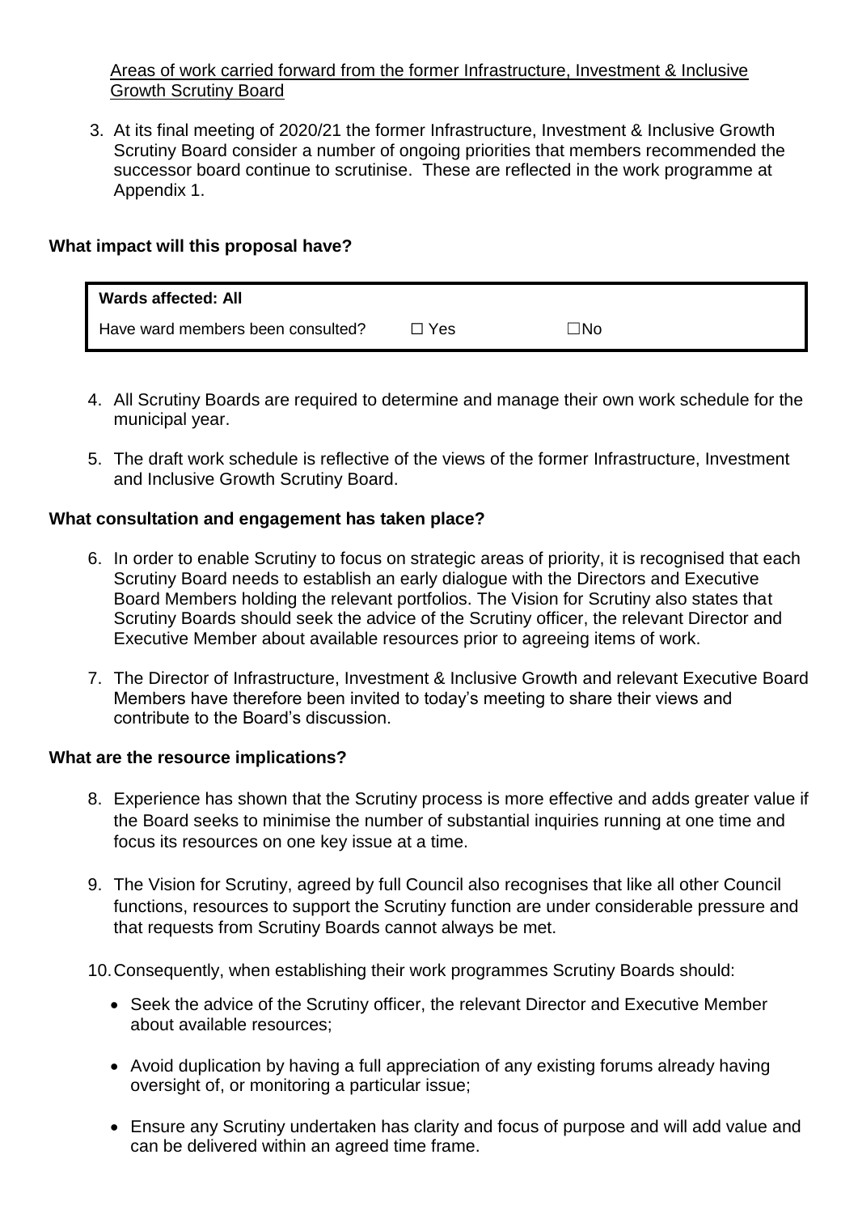Areas of work carried forward from the former Infrastructure, Investment & Inclusive Growth Scrutiny Board

3. At its final meeting of 2020/21 the former Infrastructure, Investment & Inclusive Growth Scrutiny Board consider a number of ongoing priorities that members recommended the successor board continue to scrutinise. These are reflected in the work programme at Appendix 1.

**What impact will this proposal have?**

| **Wards affected: All** | | |
|---|---|---|
| Have ward members been consulted? | ☐ Yes | ☐No |

4. All Scrutiny Boards are required to determine and manage their own work schedule for the municipal year.

5. The draft work schedule is reflective of the views of the former Infrastructure, Investment and Inclusive Growth Scrutiny Board.

**What consultation and engagement has taken place?**

6. In order to enable Scrutiny to focus on strategic areas of priority, it is recognised that each Scrutiny Board needs to establish an early dialogue with the Directors and Executive Board Members holding the relevant portfolios. The Vision for Scrutiny also states that Scrutiny Boards should seek the advice of the Scrutiny officer, the relevant Director and Executive Member about available resources prior to agreeing items of work.

7. The Director of Infrastructure, Investment & Inclusive Growth and relevant Executive Board Members have therefore been invited to today's meeting to share their views and contribute to the Board's discussion.

**What are the resource implications?**

8. Experience has shown that the Scrutiny process is more effective and adds greater value if the Board seeks to minimise the number of substantial inquiries running at one time and focus its resources on one key issue at a time.

9. The Vision for Scrutiny, agreed by full Council also recognises that like all other Council functions, resources to support the Scrutiny function are under considerable pressure and that requests from Scrutiny Boards cannot always be met.

10. Consequently, when establishing their work programmes Scrutiny Boards should:

- Seek the advice of the Scrutiny officer, the relevant Director and Executive Member about available resources;
- Avoid duplication by having a full appreciation of any existing forums already having oversight of, or monitoring a particular issue;
- Ensure any Scrutiny undertaken has clarity and focus of purpose and will add value and can be delivered within an agreed time frame.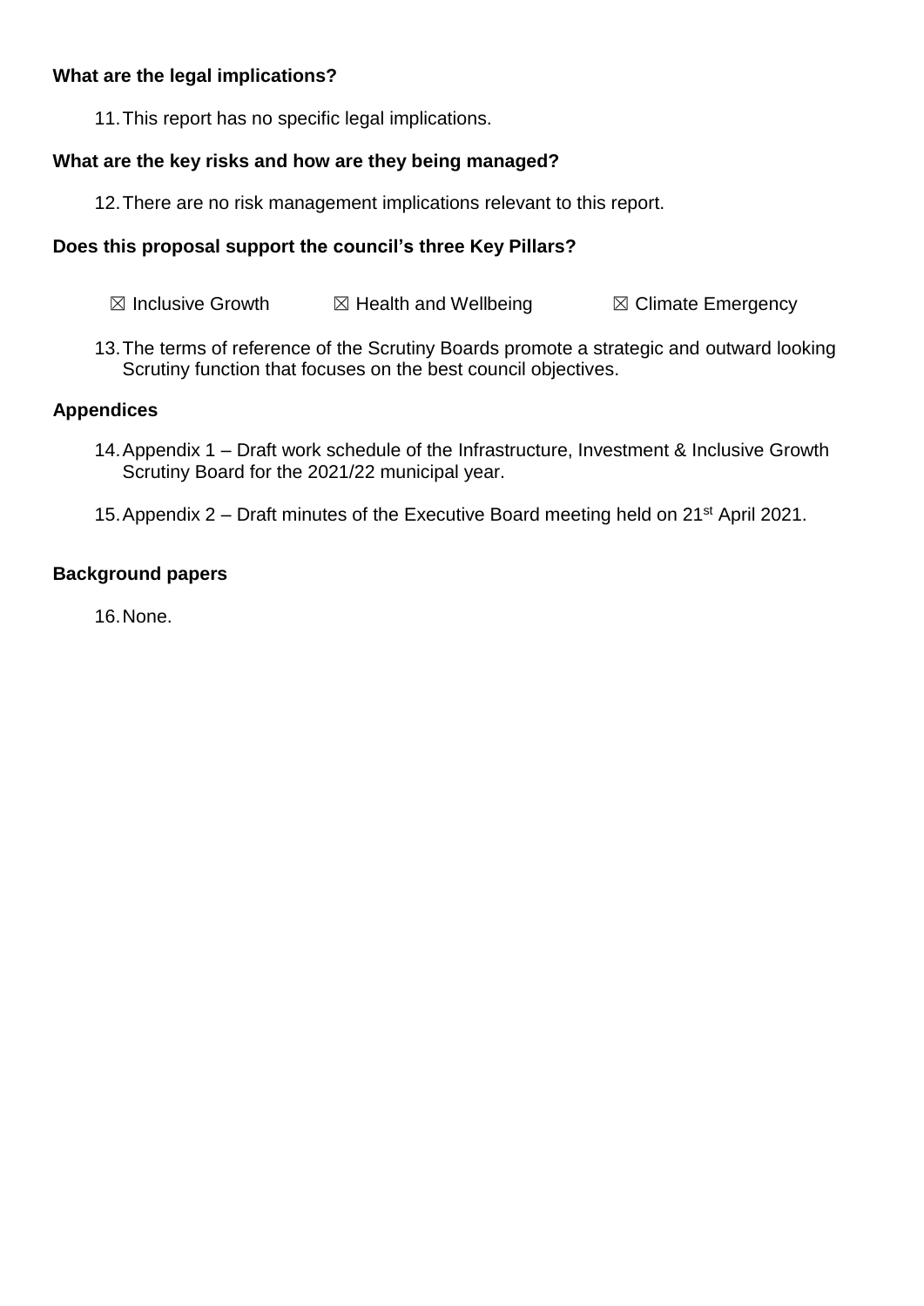**What are the legal implications?**

11. This report has no specific legal implications.

**What are the key risks and how are they being managed?**

12. There are no risk management implications relevant to this report.

**Does this proposal support the council's three Key Pillars?**

☒ Inclusive Growth ☒ Health and Wellbeing ☒ Climate Emergency

13. The terms of reference of the Scrutiny Boards promote a strategic and outward looking Scrutiny function that focuses on the best council objectives.

**Appendices**

14. Appendix 1 – Draft work schedule of the Infrastructure, Investment & Inclusive Growth Scrutiny Board for the 2021/22 municipal year.

15. Appendix 2 – Draft minutes of the Executive Board meeting held on 21st April 2021.

**Background papers**

16. None.